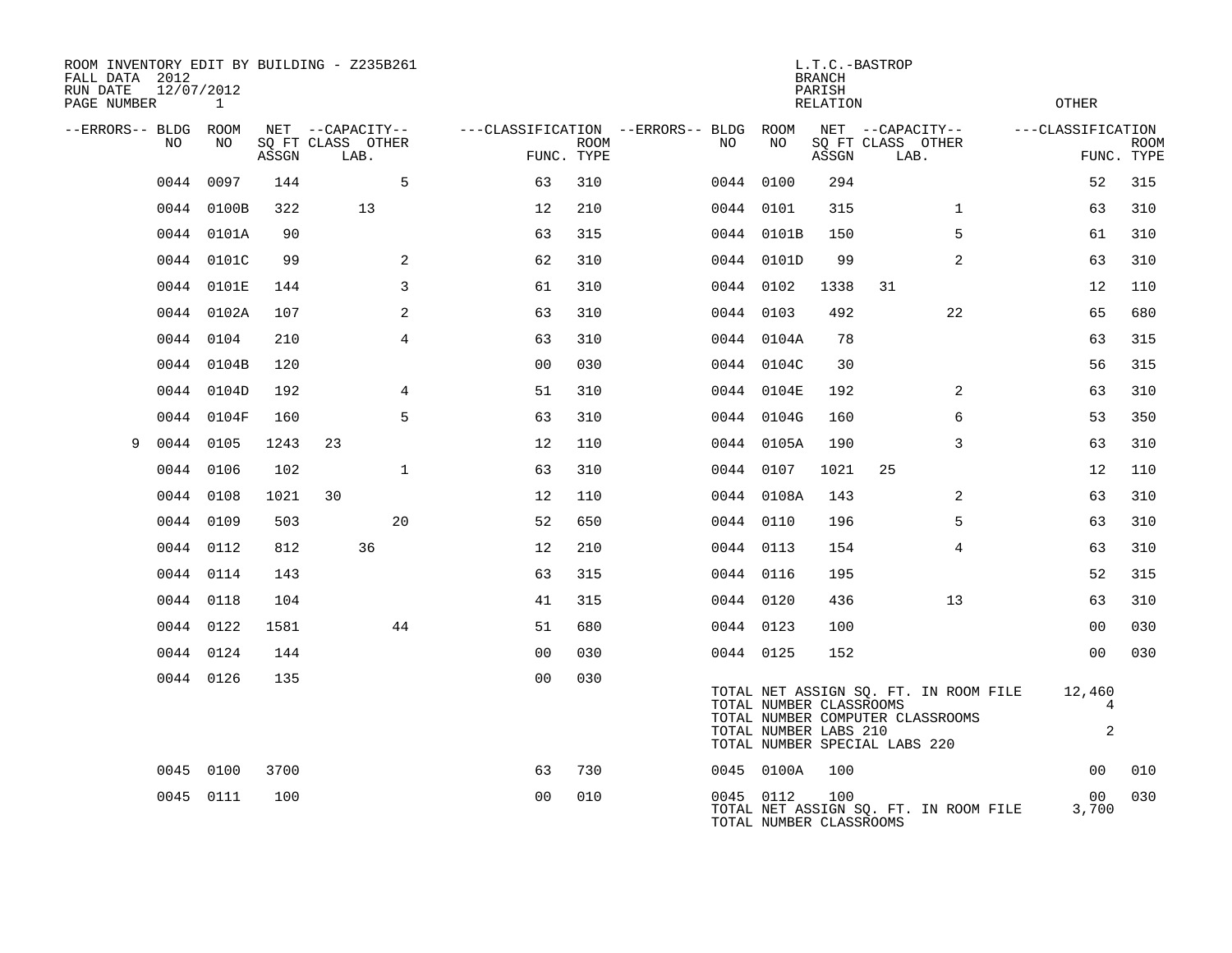ROOM INVENTORY EDIT BY BUILDING - Z235B261
FALL DATA 2012
RUN DATE 12/07/2012
PAGE NUMBER 1

L.T.C.-BASTROP
BRANCH
PARISH
RELATION
OTHER

| --ERRORS-- | BLDG NO | ROOM NO | NET SQ FT ASSGN | CAPACITY CLASS | CAPACITY LAB. | CAPACITY OTHER | CLASSIFICATION FUNC. | ROOM TYPE | --ERRORS-- | BLDG NO | ROOM NO | NET SQ FT ASSGN | CAPACITY CLASS | CAPACITY LAB. | CAPACITY OTHER | CLASSIFICATION FUNC. | ROOM TYPE |
|---|---|---|---|---|---|---|---|---|---|---|---|---|---|---|---|---|---|
| | 0044 | 0097 | 144 | | | 5 | 63 | 310 | | 0044 | 0100 | 294 | | | | 52 | 315 |
| | 0044 | 0100B | 322 | | 13 | | 12 | 210 | | 0044 | 0101 | 315 | | | 1 | 63 | 310 |
| | 0044 | 0101A | 90 | | | | 63 | 315 | | 0044 | 0101B | 150 | | | 5 | 61 | 310 |
| | 0044 | 0101C | 99 | | | 2 | 62 | 310 | | 0044 | 0101D | 99 | | | 2 | 63 | 310 |
| | 0044 | 0101E | 144 | | | 3 | 61 | 310 | | 0044 | 0102 | 1338 | 31 | | | 12 | 110 |
| | 0044 | 0102A | 107 | | | 2 | 63 | 310 | | 0044 | 0103 | 492 | | | 22 | 65 | 680 |
| | 0044 | 0104 | 210 | | | 4 | 63 | 310 | | 0044 | 0104A | 78 | | | | 63 | 315 |
| | 0044 | 0104B | 120 | | | | 00 | 030 | | 0044 | 0104C | 30 | | | | 56 | 315 |
| | 0044 | 0104D | 192 | | | 4 | 51 | 310 | | 0044 | 0104E | 192 | | | 2 | 63 | 310 |
| | 0044 | 0104F | 160 | | | 5 | 63 | 310 | | 0044 | 0104G | 160 | | | 6 | 53 | 350 |
| 9 | 0044 | 0105 | 1243 | 23 | | | 12 | 110 | | 0044 | 0105A | 190 | | | 3 | 63 | 310 |
| | 0044 | 0106 | 102 | | | 1 | 63 | 310 | | 0044 | 0107 | 1021 | 25 | | | 12 | 110 |
| | 0044 | 0108 | 1021 | 30 | | | 12 | 110 | | 0044 | 0108A | 143 | | | 2 | 63 | 310 |
| | 0044 | 0109 | 503 | | | 20 | 52 | 650 | | 0044 | 0110 | 196 | | | 5 | 63 | 310 |
| | 0044 | 0112 | 812 | | 36 | | 12 | 210 | | 0044 | 0113 | 154 | | | 4 | 63 | 310 |
| | 0044 | 0114 | 143 | | | | 63 | 315 | | 0044 | 0116 | 195 | | | | 52 | 315 |
| | 0044 | 0118 | 104 | | | | 41 | 315 | | 0044 | 0120 | 436 | | | 13 | 63 | 310 |
| | 0044 | 0122 | 1581 | | | 44 | 51 | 680 | | 0044 | 0123 | 100 | | | | 00 | 030 |
| | 0044 | 0124 | 144 | | | | 00 | 030 | | 0044 | 0125 | 152 | | | | 00 | 030 |
| | 0044 | 0126 | 135 | | | | 00 | 030 | | | | | | | | | |

TOTAL NET ASSIGN SQ. FT. IN ROOM FILE 12,460
TOTAL NUMBER CLASSROOMS 4
TOTAL NUMBER COMPUTER CLASSROOMS
TOTAL NUMBER LABS 210 2
TOTAL NUMBER SPECIAL LABS 220

| --ERRORS-- | BLDG NO | ROOM NO | NET SQ FT ASSGN | CAPACITY CLASS | CAPACITY LAB. | CAPACITY OTHER | CLASSIFICATION FUNC. | ROOM TYPE | --ERRORS-- | BLDG NO | ROOM NO | NET SQ FT ASSGN | CAPACITY CLASS | CAPACITY LAB. | CAPACITY OTHER | CLASSIFICATION FUNC. | ROOM TYPE |
|---|---|---|---|---|---|---|---|---|---|---|---|---|---|---|---|---|---|
| | 0045 | 0100 | 3700 | | | | 63 | 730 | | 0045 | 0100A | 100 | | | | 00 | 010 |
| | 0045 | 0111 | 100 | | | | 00 | 010 | | 0045 | 0112 | 100 | | | | 00 | 030 |

TOTAL NET ASSIGN SQ. FT. IN ROOM FILE 3,700
TOTAL NUMBER CLASSROOMS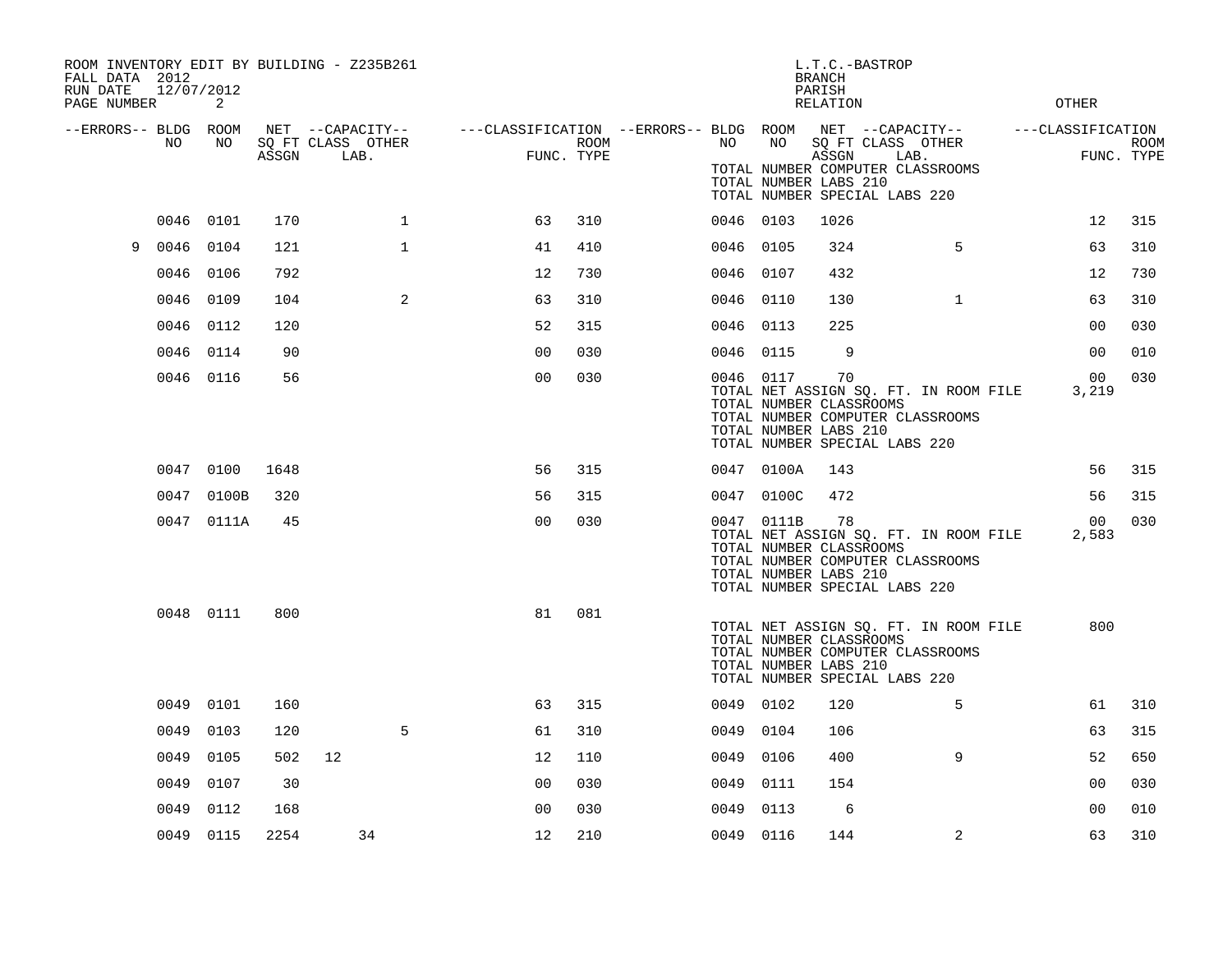ROOM INVENTORY EDIT BY BUILDING - Z235B261
FALL DATA 2012
RUN DATE 12/07/2012
PAGE NUMBER 2

L.T.C.-BASTROP
BRANCH
PARISH
RELATION
OTHER

| --ERRORS-- | BLDG NO | ROOM NO | NET SQ FT ASSGN | --CAPACITY-- CLASS LAB. | OTHER | ---CLASSIFICATION FUNC. | ROOM TYPE | --ERRORS-- | BLDG NO | ROOM NO | NET SQ FT ASSGN | --CAPACITY-- CLASS LAB. | OTHER | ---CLASSIFICATION FUNC. | ROOM TYPE |
|---|---|---|---|---|---|---|---|---|---|---|---|---|---|---|---|
| | | | | | | | | | TOTAL NUMBER COMPUTER CLASSROOMS<br>TOTAL NUMBER LABS 210<br>TOTAL NUMBER SPECIAL LABS 220 | | | | | | |
| | 0046 | 0101 | 170 | | 1 | 63 | 310 | | 0046 | 0103 | 1026 | | | 12 | 315 |
| 9 | 0046 | 0104 | 121 | | 1 | 41 | 410 | | 0046 | 0105 | 324 | | 5 | 63 | 310 |
| | 0046 | 0106 | 792 | | | 12 | 730 | | 0046 | 0107 | 432 | | | 12 | 730 |
| | 0046 | 0109 | 104 | | 2 | 63 | 310 | | 0046 | 0110 | 130 | | 1 | 63 | 310 |
| | 0046 | 0112 | 120 | | | 52 | 315 | | 0046 | 0113 | 225 | | | 00 | 030 |
| | 0046 | 0114 | 90 | | | 00 | 030 | | 0046 | 0115 | 9 | | | 00 | 010 |
| | 0046 | 0116 | 56 | | | 00 | 030 | | 0046 | 0117 | 70 | | | 00 | 030 |
| | | | | | | | | | TOTAL NET ASSIGN SQ. FT. IN ROOM FILE<br>TOTAL NUMBER CLASSROOMS<br>TOTAL NUMBER COMPUTER CLASSROOMS<br>TOTAL NUMBER LABS 210<br>TOTAL NUMBER SPECIAL LABS 220 | | | | | 3,219 | |
| | 0047 | 0100 | 1648 | | | 56 | 315 | | 0047 | 0100A | 143 | | | 56 | 315 |
| | 0047 | 0100B | 320 | | | 56 | 315 | | 0047 | 0100C | 472 | | | 56 | 315 |
| | 0047 | 0111A | 45 | | | 00 | 030 | | 0047 | 0111B | 78 | | | 00 | 030 |
| | | | | | | | | | TOTAL NET ASSIGN SQ. FT. IN ROOM FILE<br>TOTAL NUMBER CLASSROOMS<br>TOTAL NUMBER COMPUTER CLASSROOMS<br>TOTAL NUMBER LABS 210<br>TOTAL NUMBER SPECIAL LABS 220 | | | | | 2,583 | |
| | 0048 | 0111 | 800 | | | 81 | 081 | | | | | | | | |
| | | | | | | | | | TOTAL NET ASSIGN SQ. FT. IN ROOM FILE<br>TOTAL NUMBER CLASSROOMS<br>TOTAL NUMBER COMPUTER CLASSROOMS<br>TOTAL NUMBER LABS 210<br>TOTAL NUMBER SPECIAL LABS 220 | | | | | 800 | |
| | 0049 | 0101 | 160 | | | 63 | 315 | | 0049 | 0102 | 120 | | 5 | 61 | 310 |
| | 0049 | 0103 | 120 | | 5 | 61 | 310 | | 0049 | 0104 | 106 | | | 63 | 315 |
| | 0049 | 0105 | 502 | 12 | | 12 | 110 | | 0049 | 0106 | 400 | | 9 | 52 | 650 |
| | 0049 | 0107 | 30 | | | 00 | 030 | | 0049 | 0111 | 154 | | | 00 | 030 |
| | 0049 | 0112 | 168 | | | 00 | 030 | | 0049 | 0113 | 6 | | | 00 | 010 |
| | 0049 | 0115 | 2254 | 34 | | 12 | 210 | | 0049 | 0116 | 144 | | 2 | 63 | 310 |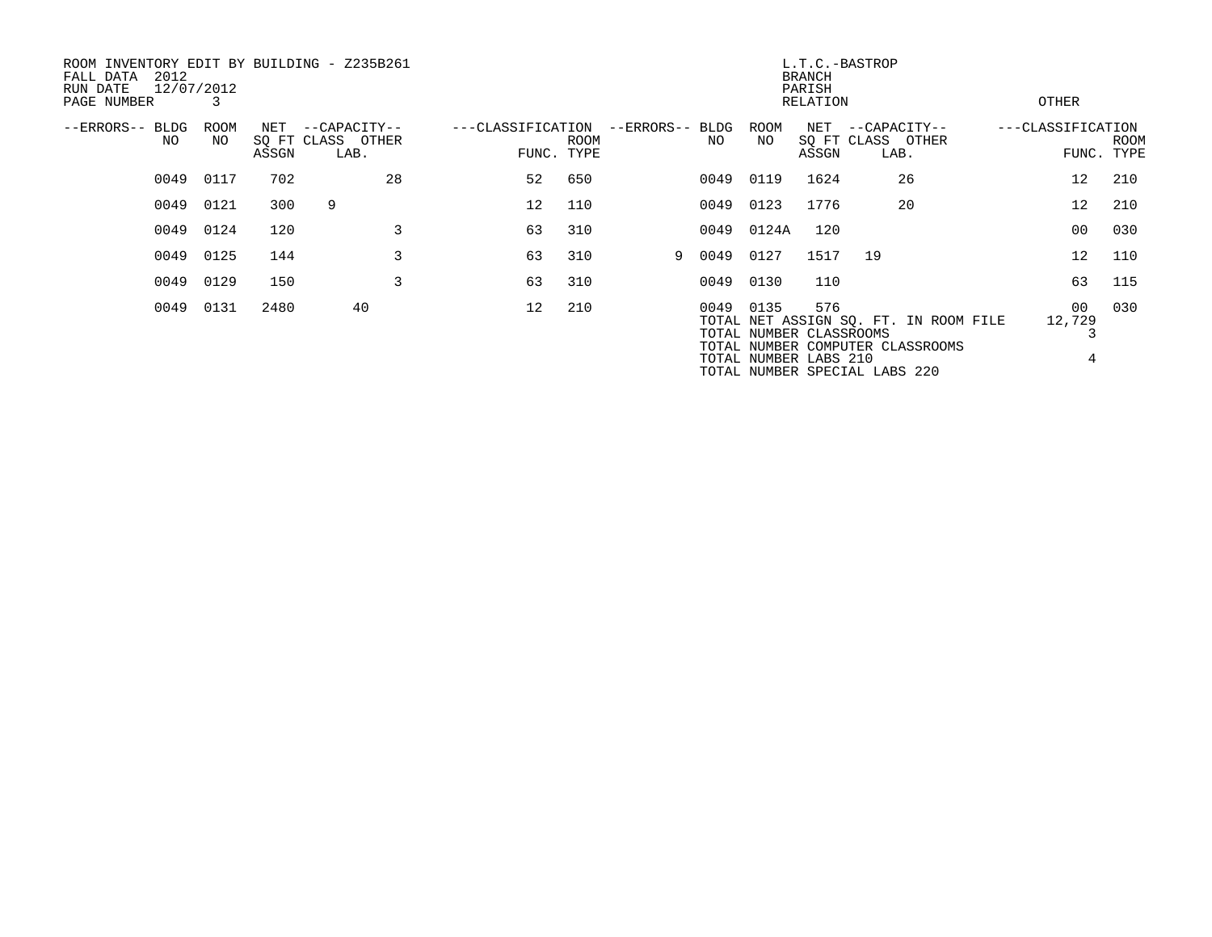ROOM INVENTORY EDIT BY BUILDING - Z235B261
FALL DATA 2012
RUN DATE 12/07/2012
PAGE NUMBER 3

L.T.C.-BASTROP
BRANCH
PARISH
RELATION

OTHER

| --ERRORS-- | BLDG NO | ROOM NO | NET SQ FT ASSGN | --CAPACITY-- CLASS | LAB. | OTHER | ---CLASSIFICATION FUNC. | ROOM TYPE | --ERRORS-- | BLDG NO | ROOM NO | NET SQ FT ASSGN | --CAPACITY-- CLASS | LAB. | OTHER | ---CLASSIFICATION FUNC. | ROOM TYPE |
|---|---|---|---|---|---|---|---|---|---|---|---|---|---|---|---|---|---|
| | 0049 | 0117 | 702 | | | 28 | 52 | 650 | | 0049 | 0119 | 1624 | | 26 | | 12 | 210 |
| | 0049 | 0121 | 300 | 9 | | | 12 | 110 | | 0049 | 0123 | 1776 | | 20 | | 12 | 210 |
| | 0049 | 0124 | 120 | | | 3 | 63 | 310 | | 0049 | 0124A | 120 | | | | 00 | 030 |
| | 0049 | 0125 | 144 | | | 3 | 63 | 310 | 9 | 0049 | 0127 | 1517 | 19 | | | 12 | 110 |
| | 0049 | 0129 | 150 | | | 3 | 63 | 310 | | 0049 | 0130 | 110 | | | | 63 | 115 |
| | 0049 | 0131 | 2480 | | 40 | | 12 | 210 | | 0049 | 0135 | 576 | | | | 00 | 030 |

| | |
|---|---|
| TOTAL NET ASSIGN SQ. FT. IN ROOM FILE | 12,729 |
| TOTAL NUMBER CLASSROOMS | 3 |
| TOTAL NUMBER COMPUTER CLASSROOMS | |
| TOTAL NUMBER LABS 210 | 4 |
| TOTAL NUMBER SPECIAL LABS 220 | |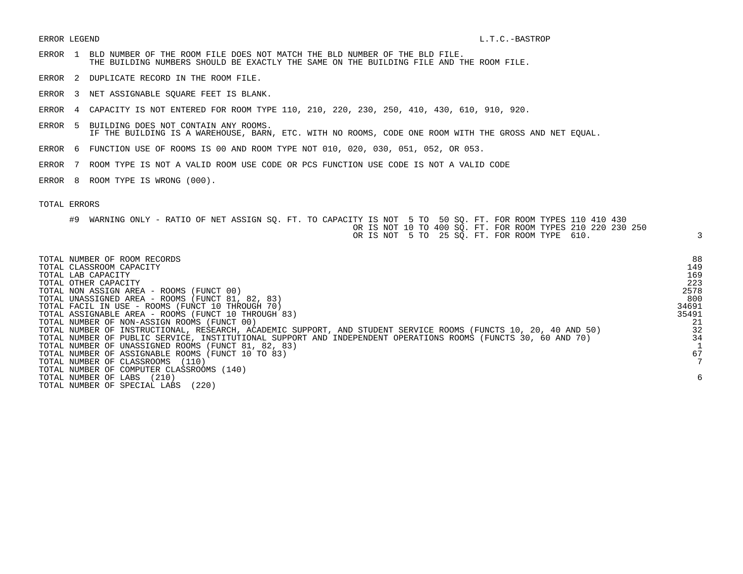ERROR LEGEND L.T.C.-BASTROP

ERROR 1 BLD NUMBER OF THE ROOM FILE DOES NOT MATCH THE BLD NUMBER OF THE BLD FILE.
THE BUILDING NUMBERS SHOULD BE EXACTLY THE SAME ON THE BUILDING FILE AND THE ROOM FILE.

ERROR 2 DUPLICATE RECORD IN THE ROOM FILE.

ERROR 3 NET ASSIGNABLE SQUARE FEET IS BLANK.

ERROR 4 CAPACITY IS NOT ENTERED FOR ROOM TYPE 110, 210, 220, 230, 250, 410, 430, 610, 910, 920.

ERROR 5 BUILDING DOES NOT CONTAIN ANY ROOMS.
IF THE BUILDING IS A WAREHOUSE, BARN, ETC. WITH NO ROOMS, CODE ONE ROOM WITH THE GROSS AND NET EQUAL.

ERROR 6 FUNCTION USE OF ROOMS IS 00 AND ROOM TYPE NOT 010, 020, 030, 051, 052, OR 053.

ERROR 7 ROOM TYPE IS NOT A VALID ROOM USE CODE OR PCS FUNCTION USE CODE IS NOT A VALID CODE

ERROR 8 ROOM TYPE IS WRONG (000).

TOTAL ERRORS

#9 WARNING ONLY - RATIO OF NET ASSIGN SQ. FT. TO CAPACITY IS NOT 5 TO 50 SQ. FT. FOR ROOM TYPES 110 410 430
OR IS NOT 10 TO 400 SQ. FT. FOR ROOM TYPES 210 220 230 250
OR IS NOT 5 TO 25 SQ. FT. FOR ROOM TYPE 610. 3

| | |
|---|---|
| TOTAL NUMBER OF ROOM RECORDS | 88 |
| TOTAL CLASSROOM CAPACITY | 149 |
| TOTAL LAB CAPACITY | 169 |
| TOTAL OTHER CAPACITY | 223 |
| TOTAL NON ASSIGN AREA - ROOMS (FUNCT 00) | 2578 |
| TOTAL UNASSIGNED AREA - ROOMS (FUNCT 81, 82, 83) | 800 |
| TOTAL FACIL IN USE - ROOMS (FUNCT 10 THROUGH 70) | 34691 |
| TOTAL ASSIGNABLE AREA - ROOMS (FUNCT 10 THROUGH 83) | 35491 |
| TOTAL NUMBER OF NON-ASSIGN ROOMS (FUNCT 00) | 21 |
| TOTAL NUMBER OF INSTRUCTIONAL, RESEARCH, ACADEMIC SUPPORT, AND STUDENT SERVICE ROOMS (FUNCTS 10, 20, 40 AND 50) | 32 |
| TOTAL NUMBER OF PUBLIC SERVICE, INSTITUTIONAL SUPPORT AND INDEPENDENT OPERATIONS ROOMS (FUNCTS 30, 60 AND 70) | 34 |
| TOTAL NUMBER OF UNASSIGNED ROOMS (FUNCT 81, 82, 83) | 1 |
| TOTAL NUMBER OF ASSIGNABLE ROOMS (FUNCT 10 TO 83) | 67 |
| TOTAL NUMBER OF CLASSROOMS (110) | 7 |
| TOTAL NUMBER OF COMPUTER CLASSROOMS (140) | |
| TOTAL NUMBER OF LABS (210) | 6 |
| TOTAL NUMBER OF SPECIAL LABS (220) | |